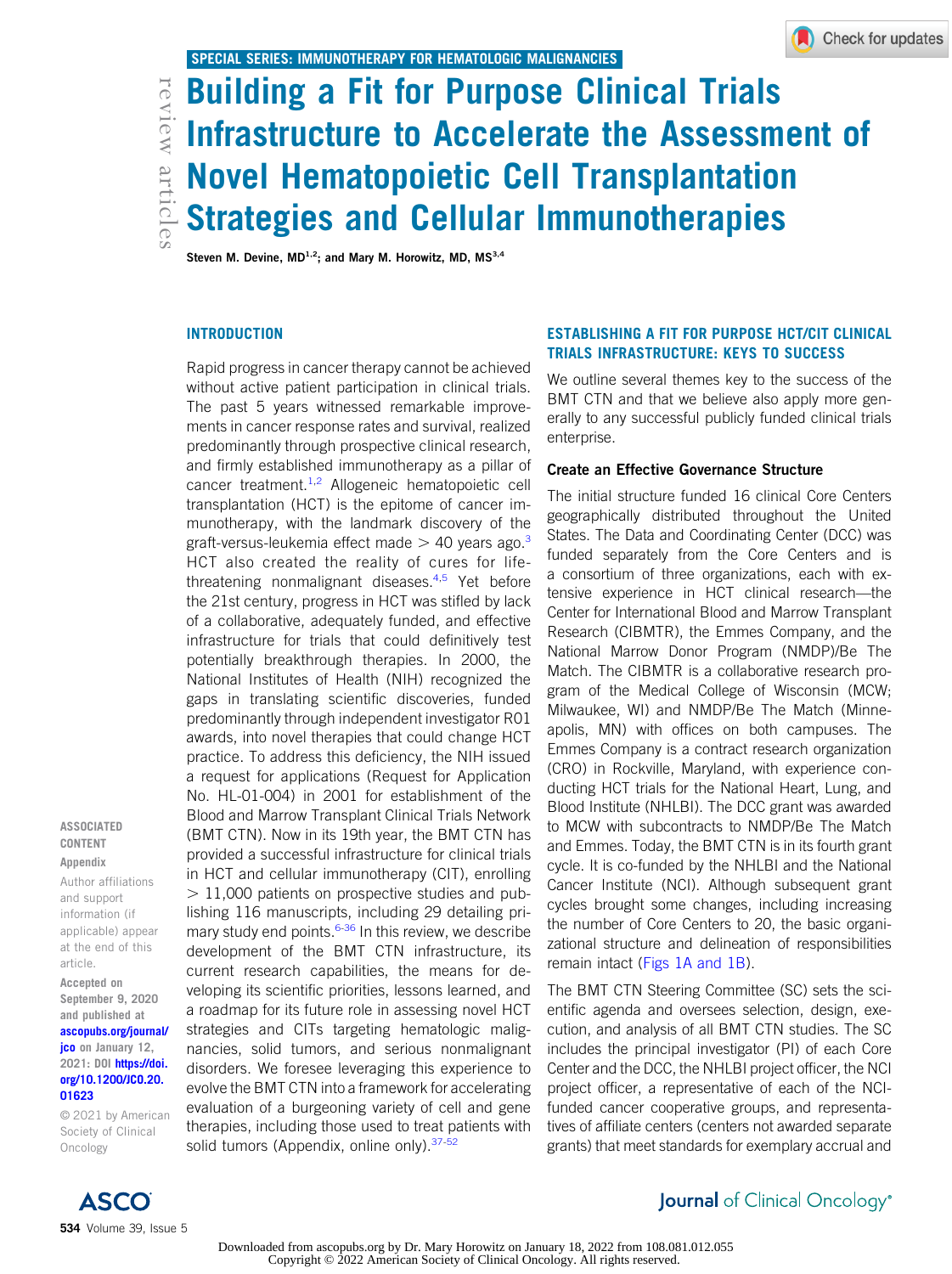SPECIAL SERIES: IMMUNOTHERAPY FOR HEMATOLOGIC MALIGNANCIES

review articles

# Building a Fit for Purpose Clinical Trials Infrastructure to Accelerate the Assessment of Novel Hematopoietic Cell Transplantation Strategies and Cellular Immunotherapies

**Steven M. Devine, MD[1,2]; and Mary M. Horowitz, MD, MS[3,4]**

ASSOCIATED CONTENT

Appendix

Author affiliations and support information (if applicable) appear at the end of this article.

Accepted on September 9, 2020 and published at ascopubs.org/journal/jco on January 12, 2021: DOI https://doi.org/10.1200/JCO.20.01623

© 2021 by American Society of Clinical Oncology

## INTRODUCTION

Rapid progress in cancer therapy cannot be achieved without active patient participation in clinical trials. The past 5 years witnessed remarkable improvements in cancer response rates and survival, realized predominantly through prospective clinical research, and firmly established immunotherapy as a pillar of cancer treatment.[1,2] Allogeneic hematopoietic cell transplantation (HCT) is the epitome of cancer immunotherapy, with the landmark discovery of the graft-versus-leukemia effect made > 40 years ago.[3] HCT also created the reality of cures for life-threatening nonmalignant diseases.[4,5] Yet before the 21st century, progress in HCT was stifled by lack of a collaborative, adequately funded, and effective infrastructure for trials that could definitively test potentially breakthrough therapies. In 2000, the National Institutes of Health (NIH) recognized the gaps in translating scientific discoveries, funded predominantly through independent investigator R01 awards, into novel therapies that could change HCT practice. To address this deficiency, the NIH issued a request for applications (Request for Application No. HL-01-004) in 2001 for establishment of the Blood and Marrow Transplant Clinical Trials Network (BMT CTN). Now in its 19th year, the BMT CTN has provided a successful infrastructure for clinical trials in HCT and cellular immunotherapy (CIT), enrolling > 11,000 patients on prospective studies and publishing 116 manuscripts, including 29 detailing primary study end points.[6-36] In this review, we describe development of the BMT CTN infrastructure, its current research capabilities, the means for developing its scientific priorities, lessons learned, and a roadmap for its future role in assessing novel HCT strategies and CITs targeting hematologic malignancies, solid tumors, and serious nonmalignant disorders. We foresee leveraging this experience to evolve the BMT CTN into a framework for accelerating evaluation of a burgeoning variety of cell and gene therapies, including those used to treat patients with solid tumors (Appendix, online only).[37-52]

## ESTABLISHING A FIT FOR PURPOSE HCT/CIT CLINICAL TRIALS INFRASTRUCTURE: KEYS TO SUCCESS

We outline several themes key to the success of the BMT CTN and that we believe also apply more generally to any successful publicly funded clinical trials enterprise.

### Create an Effective Governance Structure

The initial structure funded 16 clinical Core Centers geographically distributed throughout the United States. The Data and Coordinating Center (DCC) was funded separately from the Core Centers and is a consortium of three organizations, each with extensive experience in HCT clinical research—the Center for International Blood and Marrow Transplant Research (CIBMTR), the Emmes Company, and the National Marrow Donor Program (NMDP)/Be The Match. The CIBMTR is a collaborative research program of the Medical College of Wisconsin (MCW; Milwaukee, WI) and NMDP/Be The Match (Minneapolis, MN) with offices on both campuses. The Emmes Company is a contract research organization (CRO) in Rockville, Maryland, with experience conducting HCT trials for the National Heart, Lung, and Blood Institute (NHLBI). The DCC grant was awarded to MCW with subcontracts to NMDP/Be The Match and Emmes. Today, the BMT CTN is in its fourth grant cycle. It is co-funded by the NHLBI and the National Cancer Institute (NCI). Although subsequent grant cycles brought some changes, including increasing the number of Core Centers to 20, the basic organizational structure and delineation of responsibilities remain intact (Figs 1A and 1B).

The BMT CTN Steering Committee (SC) sets the scientific agenda and oversees selection, design, execution, and analysis of all BMT CTN studies. The SC includes the principal investigator (PI) of each Core Center and the DCC, the NHLBI project officer, the NCI project officer, a representative of each of the NCI-funded cancer cooperative groups, and representatives of affiliate centers (centers not awarded separate grants) that meet standards for exemplary accrual and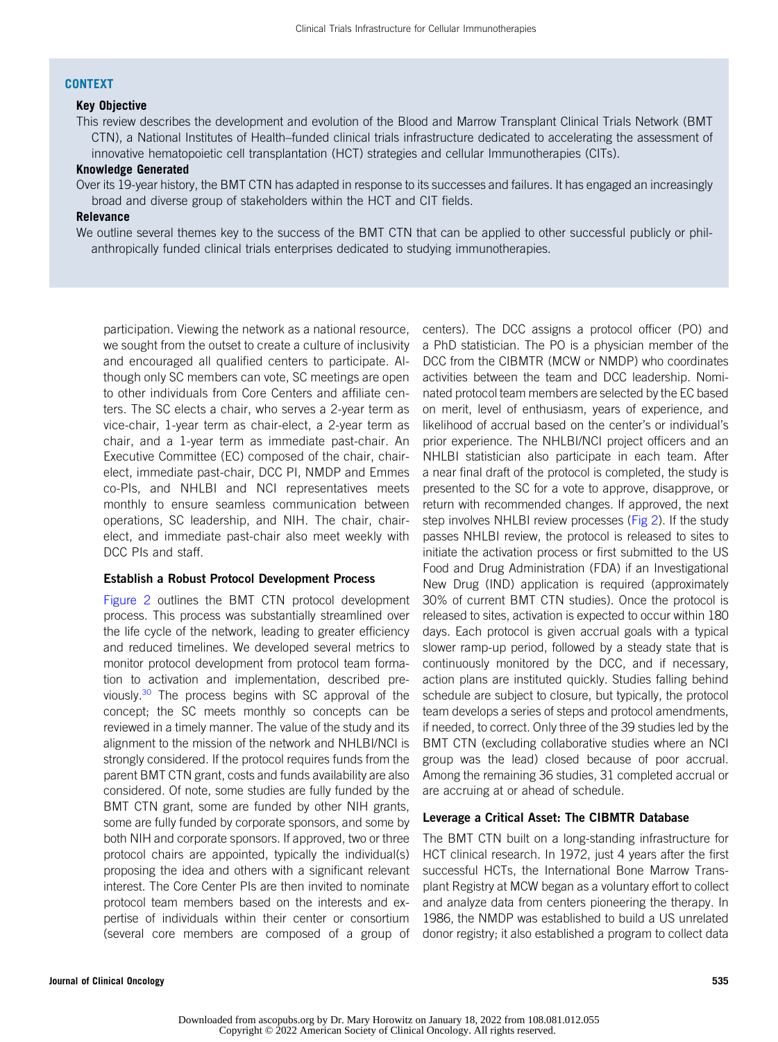## CONTEXT

**Key Objective**

This review describes the development and evolution of the Blood and Marrow Transplant Clinical Trials Network (BMT CTN), a National Institutes of Health–funded clinical trials infrastructure dedicated to accelerating the assessment of innovative hematopoietic cell transplantation (HCT) strategies and cellular Immunotherapies (CITs).

**Knowledge Generated**

Over its 19-year history, the BMT CTN has adapted in response to its successes and failures. It has engaged an increasingly broad and diverse group of stakeholders within the HCT and CIT fields.

**Relevance**

We outline several themes key to the success of the BMT CTN that can be applied to other successful publicly or philanthropically funded clinical trials enterprises dedicated to studying immunotherapies.

participation. Viewing the network as a national resource, we sought from the outset to create a culture of inclusivity and encouraged all qualified centers to participate. Although only SC members can vote, SC meetings are open to other individuals from Core Centers and affiliate centers. The SC elects a chair, who serves a 2-year term as vice-chair, 1-year term as chair-elect, a 2-year term as chair, and a 1-year term as immediate past-chair. An Executive Committee (EC) composed of the chair, chair-elect, immediate past-chair, DCC PI, NMDP and Emmes co-PIs, and NHLBI and NCI representatives meets monthly to ensure seamless communication between operations, SC leadership, and NIH. The chair, chair-elect, and immediate past-chair also meet weekly with DCC PIs and staff.

### Establish a Robust Protocol Development Process

Figure 2 outlines the BMT CTN protocol development process. This process was substantially streamlined over the life cycle of the network, leading to greater efficiency and reduced timelines. We developed several metrics to monitor protocol development from protocol team formation to activation and implementation, described previously.[30] The process begins with SC approval of the concept; the SC meets monthly so concepts can be reviewed in a timely manner. The value of the study and its alignment to the mission of the network and NHLBI/NCI is strongly considered. If the protocol requires funds from the parent BMT CTN grant, costs and funds availability are also considered. Of note, some studies are fully funded by the BMT CTN grant, some are funded by other NIH grants, some are fully funded by corporate sponsors, and some by both NIH and corporate sponsors. If approved, two or three protocol chairs are appointed, typically the individual(s) proposing the idea and others with a significant relevant interest. The Core Center PIs are then invited to nominate protocol team members based on the interests and expertise of individuals within their center or consortium (several core members are composed of a group of centers). The DCC assigns a protocol officer (PO) and a PhD statistician. The PO is a physician member of the DCC from the CIBMTR (MCW or NMDP) who coordinates activities between the team and DCC leadership. Nominated protocol team members are selected by the EC based on merit, level of enthusiasm, years of experience, and likelihood of accrual based on the center's or individual's prior experience. The NHLBI/NCI project officers and an NHLBI statistician also participate in each team. After a near final draft of the protocol is completed, the study is presented to the SC for a vote to approve, disapprove, or return with recommended changes. If approved, the next step involves NHLBI review processes (Fig 2). If the study passes NHLBI review, the protocol is released to sites to initiate the activation process or first submitted to the US Food and Drug Administration (FDA) if an Investigational New Drug (IND) application is required (approximately 30% of current BMT CTN studies). Once the protocol is released to sites, activation is expected to occur within 180 days. Each protocol is given accrual goals with a typical slower ramp-up period, followed by a steady state that is continuously monitored by the DCC, and if necessary, action plans are instituted quickly. Studies falling behind schedule are subject to closure, but typically, the protocol team develops a series of steps and protocol amendments, if needed, to correct. Only three of the 39 studies led by the BMT CTN (excluding collaborative studies where an NCI group was the lead) closed because of poor accrual. Among the remaining 36 studies, 31 completed accrual or are accruing at or ahead of schedule.

### Leverage a Critical Asset: The CIBMTR Database

The BMT CTN built on a long-standing infrastructure for HCT clinical research. In 1972, just 4 years after the first successful HCTs, the International Bone Marrow Transplant Registry at MCW began as a voluntary effort to collect and analyze data from centers pioneering the therapy. In 1986, the NMDP was established to build a US unrelated donor registry; it also established a program to collect data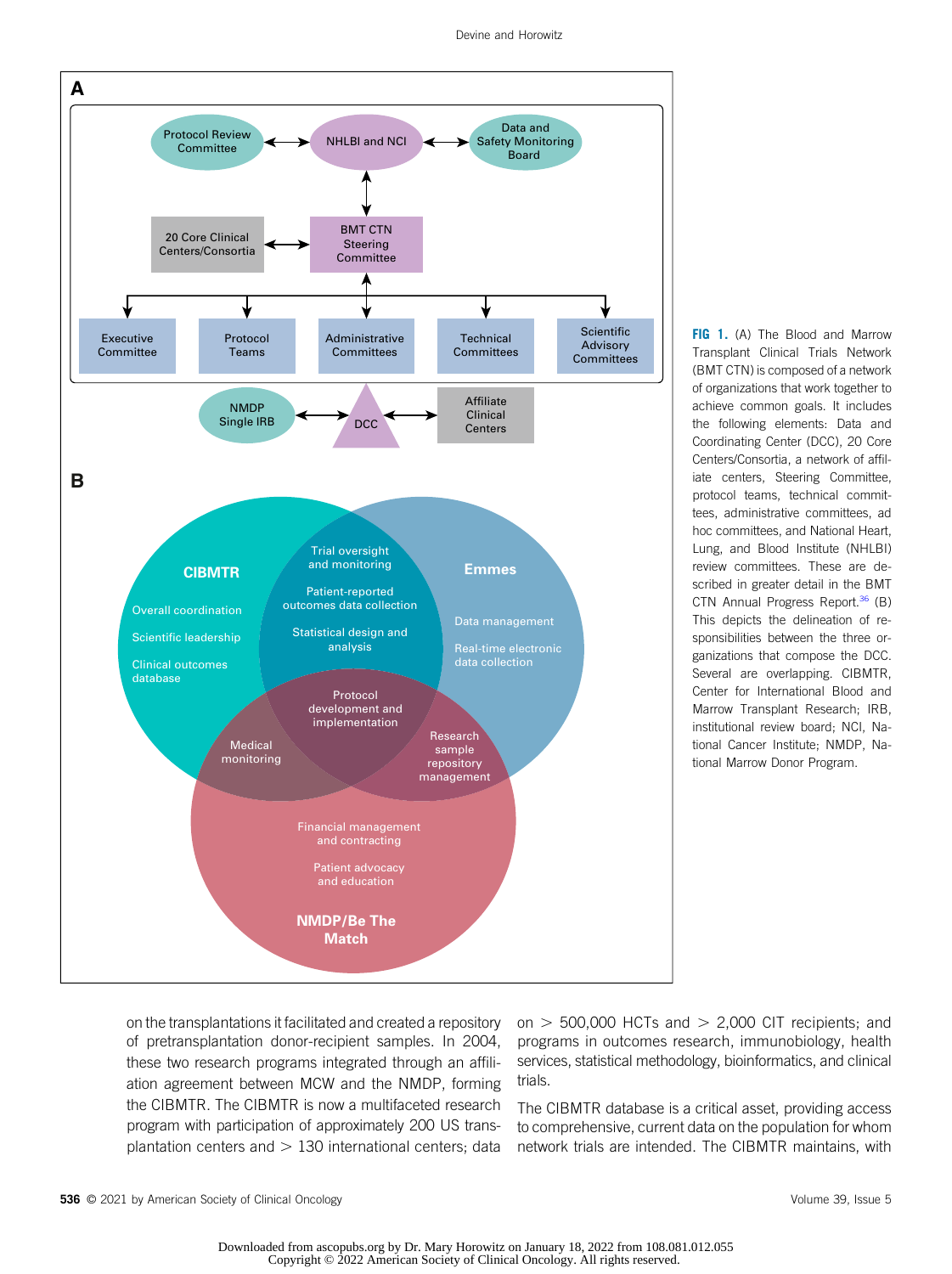FIG 1. (A) The Blood and Marrow Transplant Clinical Trials Network (BMT CTN) is composed of a network of organizations that work together to achieve common goals. It includes the following elements: Data and Coordinating Center (DCC), 20 Core Centers/Consortia, a network of affiliate centers, Steering Committee, protocol teams, technical committees, administrative committees, ad hoc committees, and National Heart, Lung, and Blood Institute (NHLBI) review committees. These are described in greater detail in the BMT CTN Annual Progress Report.[36] (B) This depicts the delineation of responsibilities between the three organizations that compose the DCC. Several are overlapping. CIBMTR, Center for International Blood and Marrow Transplant Research; IRB, institutional review board; NCI, National Cancer Institute; NMDP, National Marrow Donor Program.

on the transplantations it facilitated and created a repository of pretransplantation donor-recipient samples. In 2004, these two research programs integrated through an affiliation agreement between MCW and the NMDP, forming the CIBMTR. The CIBMTR is now a multifaceted research program with participation of approximately 200 US transplantation centers and > 130 international centers; data on > 500,000 HCTs and > 2,000 CIT recipients; and programs in outcomes research, immunobiology, health services, statistical methodology, bioinformatics, and clinical trials.

The CIBMTR database is a critical asset, providing access to comprehensive, current data on the population for whom network trials are intended. The CIBMTR maintains, with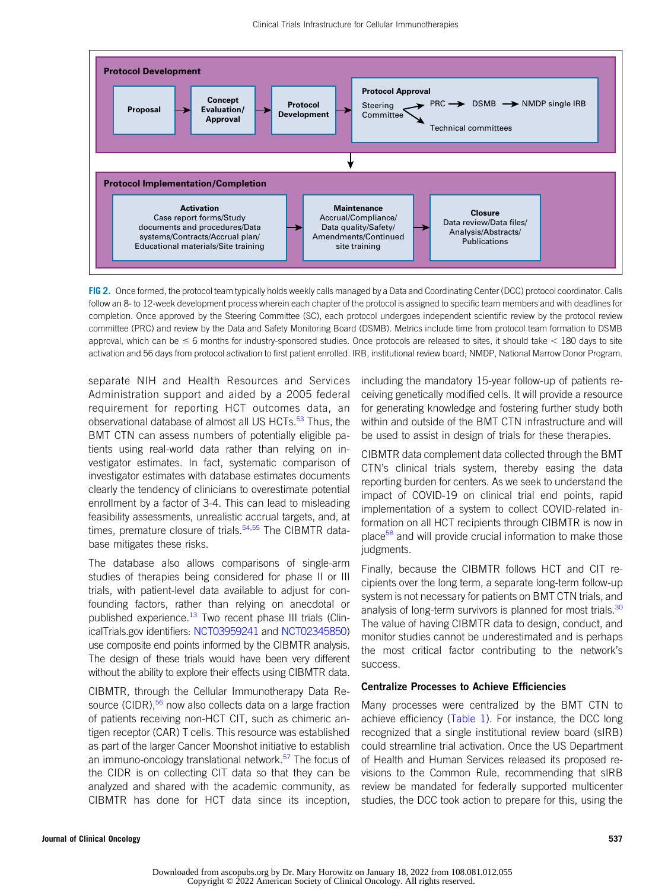**Protocol Development**

Proposal → Concept Evaluation/ Approval → Protocol Development → **Protocol Approval**: Steering Committee → PRC → DSMB → NMDP single IRB; Steering Committee → Technical committees

**Protocol Implementation/Completion**

**Activation**: Case report forms/Study documents and procedures/Data systems/Contracts/Accrual plan/ Educational materials/Site training → **Maintenance**: Accrual/Compliance/ Data quality/Safety/ Amendments/Continued site training → **Closure**: Data review/Data files/ Analysis/Abstracts/ Publications

**FIG 2.** Once formed, the protocol team typically holds weekly calls managed by a Data and Coordinating Center (DCC) protocol coordinator. Calls follow an 8- to 12-week development process wherein each chapter of the protocol is assigned to specific team members and with deadlines for completion. Once approved by the Steering Committee (SC), each protocol undergoes independent scientific review by the protocol review committee (PRC) and review by the Data and Safety Monitoring Board (DSMB). Metrics include time from protocol team formation to DSMB approval, which can be ≤ 6 months for industry-sponsored studies. Once protocols are released to sites, it should take < 180 days to site activation and 56 days from protocol activation to first patient enrolled. IRB, institutional review board; NMDP, National Marrow Donor Program.

separate NIH and Health Resources and Services Administration support and aided by a 2005 federal requirement for reporting HCT outcomes data, an observational database of almost all US HCTs.[53] Thus, the BMT CTN can assess numbers of potentially eligible patients using real-world data rather than relying on investigator estimates. In fact, systematic comparison of investigator estimates with database estimates documents clearly the tendency of clinicians to overestimate potential enrollment by a factor of 3-4. This can lead to misleading feasibility assessments, unrealistic accrual targets, and, at times, premature closure of trials.[54,55] The CIBMTR database mitigates these risks.

The database also allows comparisons of single-arm studies of therapies being considered for phase II or III trials, with patient-level data available to adjust for confounding factors, rather than relying on anecdotal or published experience.[13] Two recent phase III trials (ClinicalTrials.gov identifiers: NCT03959241 and NCT02345850) use composite end points informed by the CIBMTR analysis. The design of these trials would have been very different without the ability to explore their effects using CIBMTR data.

CIBMTR, through the Cellular Immunotherapy Data Resource (CIDR),[56] now also collects data on a large fraction of patients receiving non-HCT CIT, such as chimeric antigen receptor (CAR) T cells. This resource was established as part of the larger Cancer Moonshot initiative to establish an immuno-oncology translational network.[57] The focus of the CIDR is on collecting CIT data so that they can be analyzed and shared with the academic community, as CIBMTR has done for HCT data since its inception, including the mandatory 15-year follow-up of patients receiving genetically modified cells. It will provide a resource for generating knowledge and fostering further study both within and outside of the BMT CTN infrastructure and will be used to assist in design of trials for these therapies.

CIBMTR data complement data collected through the BMT CTN's clinical trials system, thereby easing the data reporting burden for centers. As we seek to understand the impact of COVID-19 on clinical trial end points, rapid implementation of a system to collect COVID-related information on all HCT recipients through CIBMTR is now in place[58] and will provide crucial information to make those judgments.

Finally, because the CIBMTR follows HCT and CIT recipients over the long term, a separate long-term follow-up system is not necessary for patients on BMT CTN trials, and analysis of long-term survivors is planned for most trials.[30] The value of having CIBMTR data to design, conduct, and monitor studies cannot be underestimated and is perhaps the most critical factor contributing to the network's success.

### Centralize Processes to Achieve Efficiencies

Many processes were centralized by the BMT CTN to achieve efficiency (Table 1). For instance, the DCC long recognized that a single institutional review board (sIRB) could streamline trial activation. Once the US Department of Health and Human Services released its proposed revisions to the Common Rule, recommending that sIRB review be mandated for federally supported multicenter studies, the DCC took action to prepare for this, using the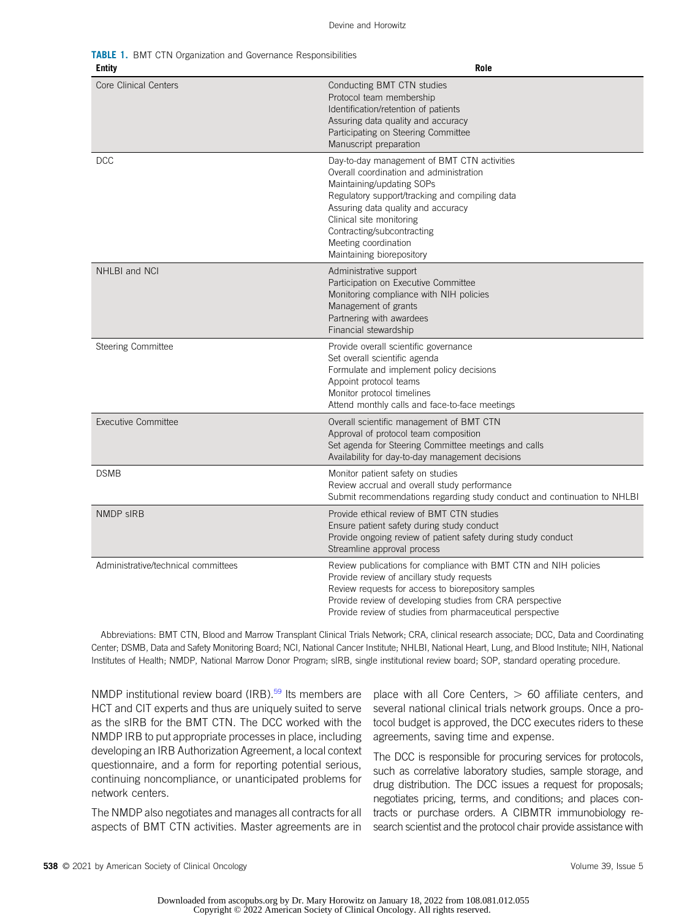**TABLE 1.** BMT CTN Organization and Governance Responsibilities

| Entity | Role |
|---|---|
| Core Clinical Centers | Conducting BMT CTN studies<br>Protocol team membership<br>Identification/retention of patients<br>Assuring data quality and accuracy<br>Participating on Steering Committee<br>Manuscript preparation |
| DCC | Day-to-day management of BMT CTN activities<br>Overall coordination and administration<br>Maintaining/updating SOPs<br>Regulatory support/tracking and compiling data<br>Assuring data quality and accuracy<br>Clinical site monitoring<br>Contracting/subcontracting<br>Meeting coordination<br>Maintaining biorepository |
| NHLBI and NCI | Administrative support<br>Participation on Executive Committee<br>Monitoring compliance with NIH policies<br>Management of grants<br>Partnering with awardees<br>Financial stewardship |
| Steering Committee | Provide overall scientific governance<br>Set overall scientific agenda<br>Formulate and implement policy decisions<br>Appoint protocol teams<br>Monitor protocol timelines<br>Attend monthly calls and face-to-face meetings |
| Executive Committee | Overall scientific management of BMT CTN<br>Approval of protocol team composition<br>Set agenda for Steering Committee meetings and calls<br>Availability for day-to-day management decisions |
| DSMB | Monitor patient safety on studies<br>Review accrual and overall study performance<br>Submit recommendations regarding study conduct and continuation to NHLBI |
| NMDP sIRB | Provide ethical review of BMT CTN studies<br>Ensure patient safety during study conduct<br>Provide ongoing review of patient safety during study conduct<br>Streamline approval process |
| Administrative/technical committees | Review publications for compliance with BMT CTN and NIH policies<br>Provide review of ancillary study requests<br>Review requests for access to biorepository samples<br>Provide review of developing studies from CRA perspective<br>Provide review of studies from pharmaceutical perspective |

Abbreviations: BMT CTN, Blood and Marrow Transplant Clinical Trials Network; CRA, clinical research associate; DCC, Data and Coordinating Center; DSMB, Data and Safety Monitoring Board; NCI, National Cancer Institute; NHLBI, National Heart, Lung, and Blood Institute; NIH, National Institutes of Health; NMDP, National Marrow Donor Program; sIRB, single institutional review board; SOP, standard operating procedure.

NMDP institutional review board (IRB).[59] Its members are HCT and CIT experts and thus are uniquely suited to serve as the sIRB for the BMT CTN. The DCC worked with the NMDP IRB to put appropriate processes in place, including developing an IRB Authorization Agreement, a local context questionnaire, and a form for reporting potential serious, continuing noncompliance, or unanticipated problems for network centers.

The NMDP also negotiates and manages all contracts for all aspects of BMT CTN activities. Master agreements are in place with all Core Centers, > 60 affiliate centers, and several national clinical trials network groups. Once a protocol budget is approved, the DCC executes riders to these agreements, saving time and expense.

The DCC is responsible for procuring services for protocols, such as correlative laboratory studies, sample storage, and drug distribution. The DCC issues a request for proposals; negotiates pricing, terms, and conditions; and places contracts or purchase orders. A CIBMTR immunobiology research scientist and the protocol chair provide assistance with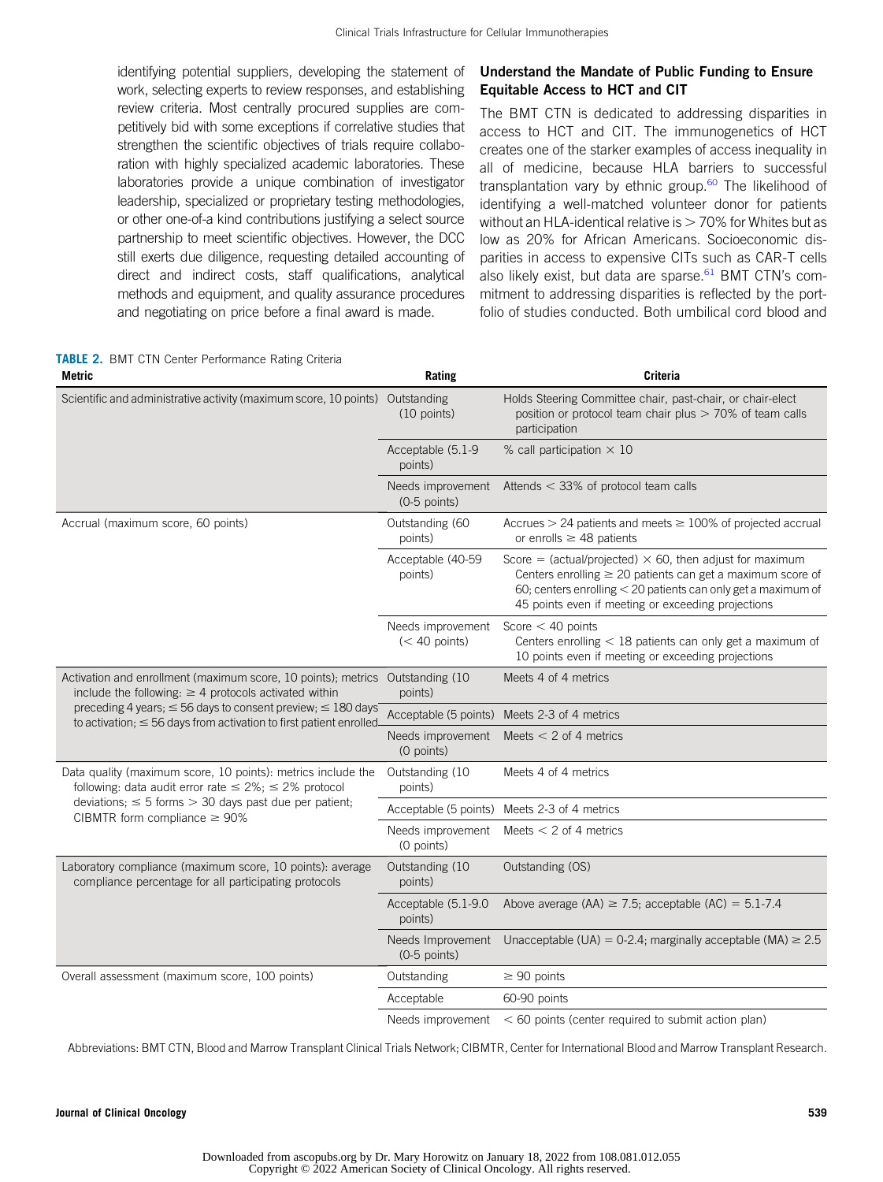identifying potential suppliers, developing the statement of work, selecting experts to review responses, and establishing review criteria. Most centrally procured supplies are competitively bid with some exceptions if correlative studies that strengthen the scientific objectives of trials require collaboration with highly specialized academic laboratories. These laboratories provide a unique combination of investigator leadership, specialized or proprietary testing methodologies, or other one-of-a kind contributions justifying a select source partnership to meet scientific objectives. However, the DCC still exerts due diligence, requesting detailed accounting of direct and indirect costs, staff qualifications, analytical methods and equipment, and quality assurance procedures and negotiating on price before a final award is made.

## Understand the Mandate of Public Funding to Ensure Equitable Access to HCT and CIT

The BMT CTN is dedicated to addressing disparities in access to HCT and CIT. The immunogenetics of HCT creates one of the starker examples of access inequality in all of medicine, because HLA barriers to successful transplantation vary by ethnic group.[60] The likelihood of identifying a well-matched volunteer donor for patients without an HLA-identical relative is > 70% for Whites but as low as 20% for African Americans. Socioeconomic disparities in access to expensive CITs such as CAR-T cells also likely exist, but data are sparse.[61] BMT CTN's commitment to addressing disparities is reflected by the portfolio of studies conducted. Both umbilical cord blood and

**TABLE 2.** BMT CTN Center Performance Rating Criteria

| Metric | Rating | Criteria |
|---|---|---|
| Scientific and administrative activity (maximum score, 10 points) | Outstanding (10 points) | Holds Steering Committee chair, past-chair, or chair-elect position or protocol team chair plus > 70% of team calls participation |
| | Acceptable (5.1-9 points) | % call participation × 10 |
| | Needs improvement (0-5 points) | Attends < 33% of protocol team calls |
| Accrual (maximum score, 60 points) | Outstanding (60 points) | Accrues > 24 patients and meets ≥ 100% of projected accrual or enrolls ≥ 48 patients |
| | Acceptable (40-59 points) | Score = (actual/projected) × 60, then adjust for maximum Centers enrolling ≥ 20 patients can get a maximum score of 60; centers enrolling < 20 patients can only get a maximum of 45 points even if meeting or exceeding projections |
| | Needs improvement (< 40 points) | Score < 40 points Centers enrolling < 18 patients can only get a maximum of 10 points even if meeting or exceeding projections |
| Activation and enrollment (maximum score, 10 points); metrics include the following: ≥ 4 protocols activated within preceding 4 years; ≤ 56 days to consent preview; ≤ 180 days to activation; ≤ 56 days from activation to first patient enrolled | Outstanding (10 points) | Meets 4 of 4 metrics |
| | Acceptable (5 points) | Meets 2-3 of 4 metrics |
| | Needs improvement (0 points) | Meets < 2 of 4 metrics |
| Data quality (maximum score, 10 points): metrics include the following: data audit error rate ≤ 2%; ≤ 2% protocol deviations; ≤ 5 forms > 30 days past due per patient; CIBMTR form compliance ≥ 90% | Outstanding (10 points) | Meets 4 of 4 metrics |
| | Acceptable (5 points) | Meets 2-3 of 4 metrics |
| | Needs improvement (0 points) | Meets < 2 of 4 metrics |
| Laboratory compliance (maximum score, 10 points): average compliance percentage for all participating protocols | Outstanding (10 points) | Outstanding (OS) |
| | Acceptable (5.1-9.0 points) | Above average (AA) ≥ 7.5; acceptable (AC) = 5.1-7.4 |
| | Needs Improvement (0-5 points) | Unacceptable (UA) = 0-2.4; marginally acceptable (MA) ≥ 2.5 |
| Overall assessment (maximum score, 100 points) | Outstanding | ≥ 90 points |
| | Acceptable | 60-90 points |
| | Needs improvement | < 60 points (center required to submit action plan) |

Abbreviations: BMT CTN, Blood and Marrow Transplant Clinical Trials Network; CIBMTR, Center for International Blood and Marrow Transplant Research.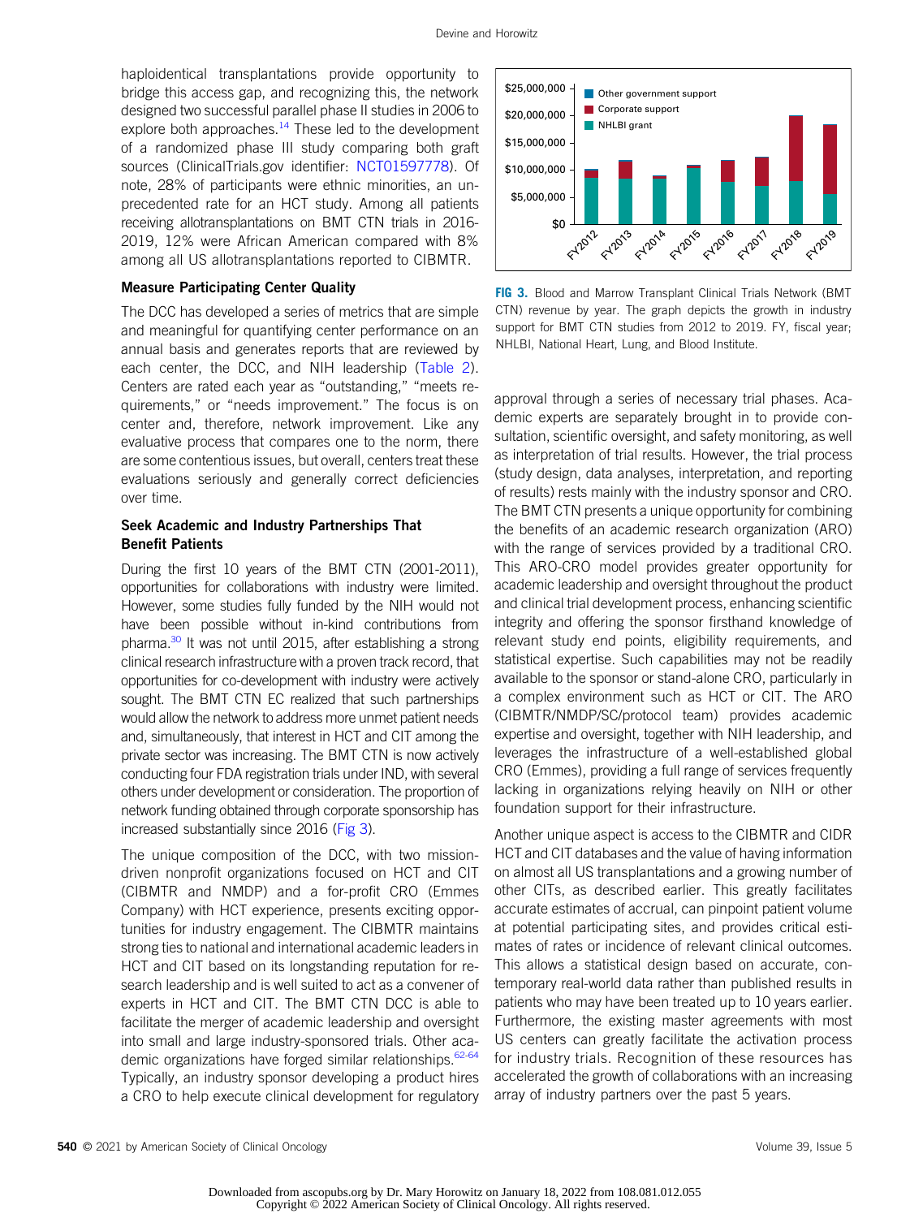haploidentical transplantations provide opportunity to bridge this access gap, and recognizing this, the network designed two successful parallel phase II studies in 2006 to explore both approaches.[14] These led to the development of a randomized phase III study comparing both graft sources (ClinicalTrials.gov identifier: NCT01597778). Of note, 28% of participants were ethnic minorities, an unprecedented rate for an HCT study. Among all patients receiving allotransplantations on BMT CTN trials in 2016-2019, 12% were African American compared with 8% among all US allotransplantations reported to CIBMTR.

### Measure Participating Center Quality

The DCC has developed a series of metrics that are simple and meaningful for quantifying center performance on an annual basis and generates reports that are reviewed by each center, the DCC, and NIH leadership (Table 2). Centers are rated each year as "outstanding," "meets requirements," or "needs improvement." The focus is on center and, therefore, network improvement. Like any evaluative process that compares one to the norm, there are some contentious issues, but overall, centers treat these evaluations seriously and generally correct deficiencies over time.

### Seek Academic and Industry Partnerships That Benefit Patients

During the first 10 years of the BMT CTN (2001-2011), opportunities for collaborations with industry were limited. However, some studies fully funded by the NIH would not have been possible without in-kind contributions from pharma.[30] It was not until 2015, after establishing a strong clinical research infrastructure with a proven track record, that opportunities for co-development with industry were actively sought. The BMT CTN EC realized that such partnerships would allow the network to address more unmet patient needs and, simultaneously, that interest in HCT and CIT among the private sector was increasing. The BMT CTN is now actively conducting four FDA registration trials under IND, with several others under development or consideration. The proportion of network funding obtained through corporate sponsorship has increased substantially since 2016 (Fig 3).

The unique composition of the DCC, with two mission-driven nonprofit organizations focused on HCT and CIT (CIBMTR and NMDP) and a for-profit CRO (Emmes Company) with HCT experience, presents exciting opportunities for industry engagement. The CIBMTR maintains strong ties to national and international academic leaders in HCT and CIT based on its longstanding reputation for research leadership and is well suited to act as a convener of experts in HCT and CIT. The BMT CTN DCC is able to facilitate the merger of academic leadership and oversight into small and large industry-sponsored trials. Other academic organizations have forged similar relationships.[62-64] Typically, an industry sponsor developing a product hires a CRO to help execute clinical development for regulatory approval through a series of necessary trial phases. Academic experts are separately brought in to provide consultation, scientific oversight, and safety monitoring, as well as interpretation of trial results. However, the trial process (study design, data analyses, interpretation, and reporting of results) rests mainly with the industry sponsor and CRO. The BMT CTN presents a unique opportunity for combining the benefits of an academic research organization (ARO) with the range of services provided by a traditional CRO. This ARO-CRO model provides greater opportunity for academic leadership and oversight throughout the product and clinical trial development process, enhancing scientific integrity and offering the sponsor firsthand knowledge of relevant study end points, eligibility requirements, and statistical expertise. Such capabilities may not be readily available to the sponsor or stand-alone CRO, particularly in a complex environment such as HCT or CIT. The ARO (CIBMTR/NMDP/SC/protocol team) provides academic expertise and oversight, together with NIH leadership, and leverages the infrastructure of a well-established global CRO (Emmes), providing a full range of services frequently lacking in organizations relying heavily on NIH or other foundation support for their infrastructure.

Another unique aspect is access to the CIBMTR and CIDR HCT and CIT databases and the value of having information on almost all US transplantations and a growing number of other CITs, as described earlier. This greatly facilitates accurate estimates of accrual, can pinpoint patient volume at potential participating sites, and provides critical estimates of rates or incidence of relevant clinical outcomes. This allows a statistical design based on accurate, contemporary real-world data rather than published results in patients who may have been treated up to 10 years earlier. Furthermore, the existing master agreements with most US centers can greatly facilitate the activation process for industry trials. Recognition of these resources has accelerated the growth of collaborations with an increasing array of industry partners over the past 5 years.

**FIG 3.** Blood and Marrow Transplant Clinical Trials Network (BMT CTN) revenue by year. The graph depicts the growth in industry support for BMT CTN studies from 2012 to 2019. FY, fiscal year; NHLBI, National Heart, Lung, and Blood Institute.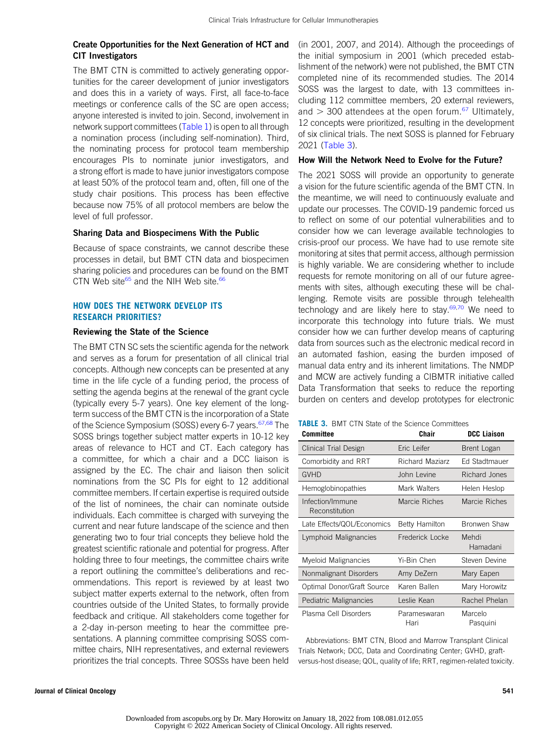### Create Opportunities for the Next Generation of HCT and CIT Investigators

The BMT CTN is committed to actively generating opportunities for the career development of junior investigators and does this in a variety of ways. First, all face-to-face meetings or conference calls of the SC are open access; anyone interested is invited to join. Second, involvement in network support committees (Table 1) is open to all through a nomination process (including self-nomination). Third, the nominating process for protocol team membership encourages PIs to nominate junior investigators, and a strong effort is made to have junior investigators compose at least 50% of the protocol team and, often, fill one of the study chair positions. This process has been effective because now 75% of all protocol members are below the level of full professor.

### Sharing Data and Biospecimens With the Public

Because of space constraints, we cannot describe these processes in detail, but BMT CTN data and biospecimen sharing policies and procedures can be found on the BMT CTN Web site[65] and the NIH Web site.[66]

## HOW DOES THE NETWORK DEVELOP ITS RESEARCH PRIORITIES?

### Reviewing the State of the Science

The BMT CTN SC sets the scientific agenda for the network and serves as a forum for presentation of all clinical trial concepts. Although new concepts can be presented at any time in the life cycle of a funding period, the process of setting the agenda begins at the renewal of the grant cycle (typically every 5-7 years). One key element of the long-term success of the BMT CTN is the incorporation of a State of the Science Symposium (SOSS) every 6-7 years.[67,68] The SOSS brings together subject matter experts in 10-12 key areas of relevance to HCT and CT. Each category has a committee, for which a chair and a DCC liaison is assigned by the EC. The chair and liaison then solicit nominations from the SC PIs for eight to 12 additional committee members. If certain expertise is required outside of the list of nominees, the chair can nominate outside individuals. Each committee is charged with surveying the current and near future landscape of the science and then generating two to four trial concepts they believe hold the greatest scientific rationale and potential for progress. After holding three to four meetings, the committee chairs write a report outlining the committee's deliberations and recommendations. This report is reviewed by at least two subject matter experts external to the network, often from countries outside of the United States, to formally provide feedback and critique. All stakeholders come together for a 2-day in-person meeting to hear the committee presentations. A planning committee comprising SOSS committee chairs, NIH representatives, and external reviewers prioritizes the trial concepts. Three SOSSs have been held (in 2001, 2007, and 2014). Although the proceedings of the initial symposium in 2001 (which preceded establishment of the network) were not published, the BMT CTN completed nine of its recommended studies. The 2014 SOSS was the largest to date, with 13 committees including 112 committee members, 20 external reviewers, and > 300 attendees at the open forum.[67] Ultimately, 12 concepts were prioritized, resulting in the development of six clinical trials. The next SOSS is planned for February 2021 (Table 3).

### How Will the Network Need to Evolve for the Future?

The 2021 SOSS will provide an opportunity to generate a vision for the future scientific agenda of the BMT CTN. In the meantime, we will need to continuously evaluate and update our processes. The COVID-19 pandemic forced us to reflect on some of our potential vulnerabilities and to consider how we can leverage available technologies to crisis-proof our process. We have had to use remote site monitoring at sites that permit access, although permission is highly variable. We are considering whether to include requests for remote monitoring on all of our future agreements with sites, although executing these will be challenging. Remote visits are possible through telehealth technology and are likely here to stay.[69,70] We need to incorporate this technology into future trials. We must consider how we can further develop means of capturing data from sources such as the electronic medical record in an automated fashion, easing the burden imposed of manual data entry and its inherent limitations. The NMDP and MCW are actively funding a CIBMTR initiative called Data Transformation that seeks to reduce the reporting burden on centers and develop prototypes for electronic

**TABLE 3.** BMT CTN State of the Science Committees

| Committee | Chair | DCC Liaison |
|---|---|---|
| Clinical Trial Design | Eric Leifer | Brent Logan |
| Comorbidity and RRT | Richard Maziarz | Ed Stadtmauer |
| GVHD | John Levine | Richard Jones |
| Hemoglobinopathies | Mark Walters | Helen Heslop |
| Infection/Immune Reconstitution | Marcie Riches | Marcie Riches |
| Late Effects/QOL/Economics | Betty Hamilton | Bronwen Shaw |
| Lymphoid Malignancies | Frederick Locke | Mehdi Hamadani |
| Myeloid Malignancies | Yi-Bin Chen | Steven Devine |
| Nonmalignant Disorders | Amy DeZern | Mary Eapen |
| Optimal Donor/Graft Source | Karen Ballen | Mary Horowitz |
| Pediatric Malignancies | Leslie Kean | Rachel Phelan |
| Plasma Cell Disorders | Parameswaran Hari | Marcelo Pasquini |

Abbreviations: BMT CTN, Blood and Marrow Transplant Clinical Trials Network; DCC, Data and Coordinating Center; GVHD, graft-versus-host disease; QOL, quality of life; RRT, regimen-related toxicity.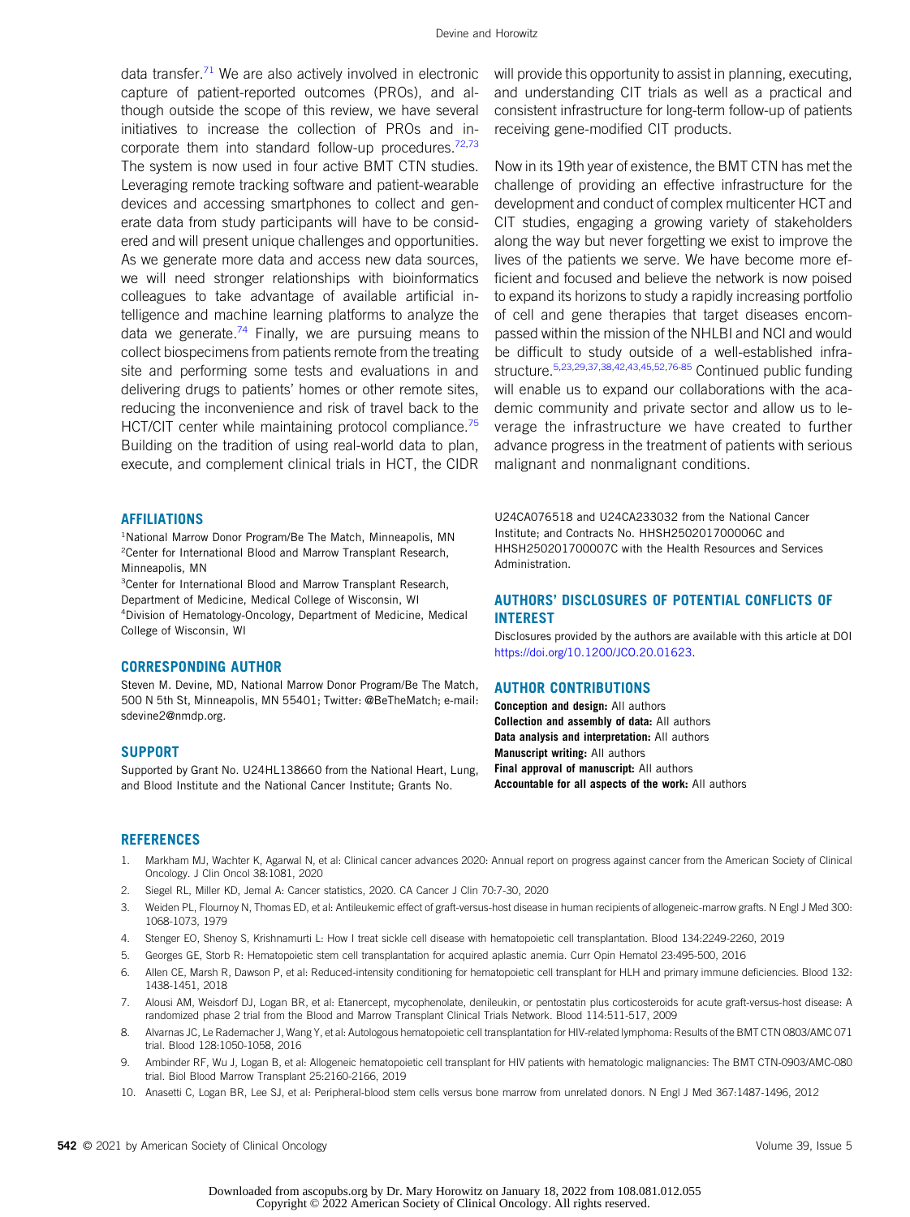data transfer.[71] We are also actively involved in electronic capture of patient-reported outcomes (PROs), and although outside the scope of this review, we have several initiatives to increase the collection of PROs and incorporate them into standard follow-up procedures.[72,73] The system is now used in four active BMT CTN studies. Leveraging remote tracking software and patient-wearable devices and accessing smartphones to collect and generate data from study participants will have to be considered and will present unique challenges and opportunities. As we generate more data and access new data sources, we will need stronger relationships with bioinformatics colleagues to take advantage of available artificial intelligence and machine learning platforms to analyze the data we generate.[74] Finally, we are pursuing means to collect biospecimens from patients remote from the treating site and performing some tests and evaluations in and delivering drugs to patients' homes or other remote sites, reducing the inconvenience and risk of travel back to the HCT/CIT center while maintaining protocol compliance.[75] Building on the tradition of using real-world data to plan, execute, and complement clinical trials in HCT, the CIDR will provide this opportunity to assist in planning, executing, and understanding CIT trials as well as a practical and consistent infrastructure for long-term follow-up of patients receiving gene-modified CIT products.

Now in its 19th year of existence, the BMT CTN has met the challenge of providing an effective infrastructure for the development and conduct of complex multicenter HCT and CIT studies, engaging a growing variety of stakeholders along the way but never forgetting we exist to improve the lives of the patients we serve. We have become more efficient and focused and believe the network is now poised to expand its horizons to study a rapidly increasing portfolio of cell and gene therapies that target diseases encompassed within the mission of the NHLBI and NCI and would be difficult to study outside of a well-established infrastructure.[5,23,29,37,38,42,43,45,52,76-85] Continued public funding will enable us to expand our collaborations with the academic community and private sector and allow us to leverage the infrastructure we have created to further advance progress in the treatment of patients with serious malignant and nonmalignant conditions.

## AFFILIATIONS

[1]National Marrow Donor Program/Be The Match, Minneapolis, MN
[2]Center for International Blood and Marrow Transplant Research, Minneapolis, MN
[3]Center for International Blood and Marrow Transplant Research, Department of Medicine, Medical College of Wisconsin, WI
[4]Division of Hematology-Oncology, Department of Medicine, Medical College of Wisconsin, WI

## CORRESPONDING AUTHOR

Steven M. Devine, MD, National Marrow Donor Program/Be The Match, 500 N 5th St, Minneapolis, MN 55401; Twitter: @BeTheMatch; e-mail: sdevine2@nmdp.org.

## SUPPORT

Supported by Grant No. U24HL138660 from the National Heart, Lung, and Blood Institute and the National Cancer Institute; Grants No. U24CA076518 and U24CA233032 from the National Cancer Institute; and Contracts No. HHSH250201700006C and HHSH250201700007C with the Health Resources and Services Administration.

## AUTHORS' DISCLOSURES OF POTENTIAL CONFLICTS OF INTEREST

Disclosures provided by the authors are available with this article at DOI https://doi.org/10.1200/JCO.20.01623.

## AUTHOR CONTRIBUTIONS

**Conception and design:** All authors
**Collection and assembly of data:** All authors
**Data analysis and interpretation:** All authors
**Manuscript writing:** All authors
**Final approval of manuscript:** All authors
**Accountable for all aspects of the work:** All authors

## REFERENCES

1. Markham MJ, Wachter K, Agarwal N, et al: Clinical cancer advances 2020: Annual report on progress against cancer from the American Society of Clinical Oncology. J Clin Oncol 38:1081, 2020
2. Siegel RL, Miller KD, Jemal A: Cancer statistics, 2020. CA Cancer J Clin 70:7-30, 2020
3. Weiden PL, Flournoy N, Thomas ED, et al: Antileukemic effect of graft-versus-host disease in human recipients of allogeneic-marrow grafts. N Engl J Med 300: 1068-1073, 1979
4. Stenger EO, Shenoy S, Krishnamurti L: How I treat sickle cell disease with hematopoietic cell transplantation. Blood 134:2249-2260, 2019
5. Georges GE, Storb R: Hematopoietic stem cell transplantation for acquired aplastic anemia. Curr Opin Hematol 23:495-500, 2016
6. Allen CE, Marsh R, Dawson P, et al: Reduced-intensity conditioning for hematopoietic cell transplant for HLH and primary immune deficiencies. Blood 132: 1438-1451, 2018
7. Alousi AM, Weisdorf DJ, Logan BR, et al: Etanercept, mycophenolate, denileukin, or pentostatin plus corticosteroids for acute graft-versus-host disease: A randomized phase 2 trial from the Blood and Marrow Transplant Clinical Trials Network. Blood 114:511-517, 2009
8. Alvarnas JC, Le Rademacher J, Wang Y, et al: Autologous hematopoietic cell transplantation for HIV-related lymphoma: Results of the BMT CTN 0803/AMC 071 trial. Blood 128:1050-1058, 2016
9. Ambinder RF, Wu J, Logan B, et al: Allogeneic hematopoietic cell transplant for HIV patients with hematologic malignancies: The BMT CTN-0903/AMC-080 trial. Biol Blood Marrow Transplant 25:2160-2166, 2019
10. Anasetti C, Logan BR, Lee SJ, et al: Peripheral-blood stem cells versus bone marrow from unrelated donors. N Engl J Med 367:1487-1496, 2012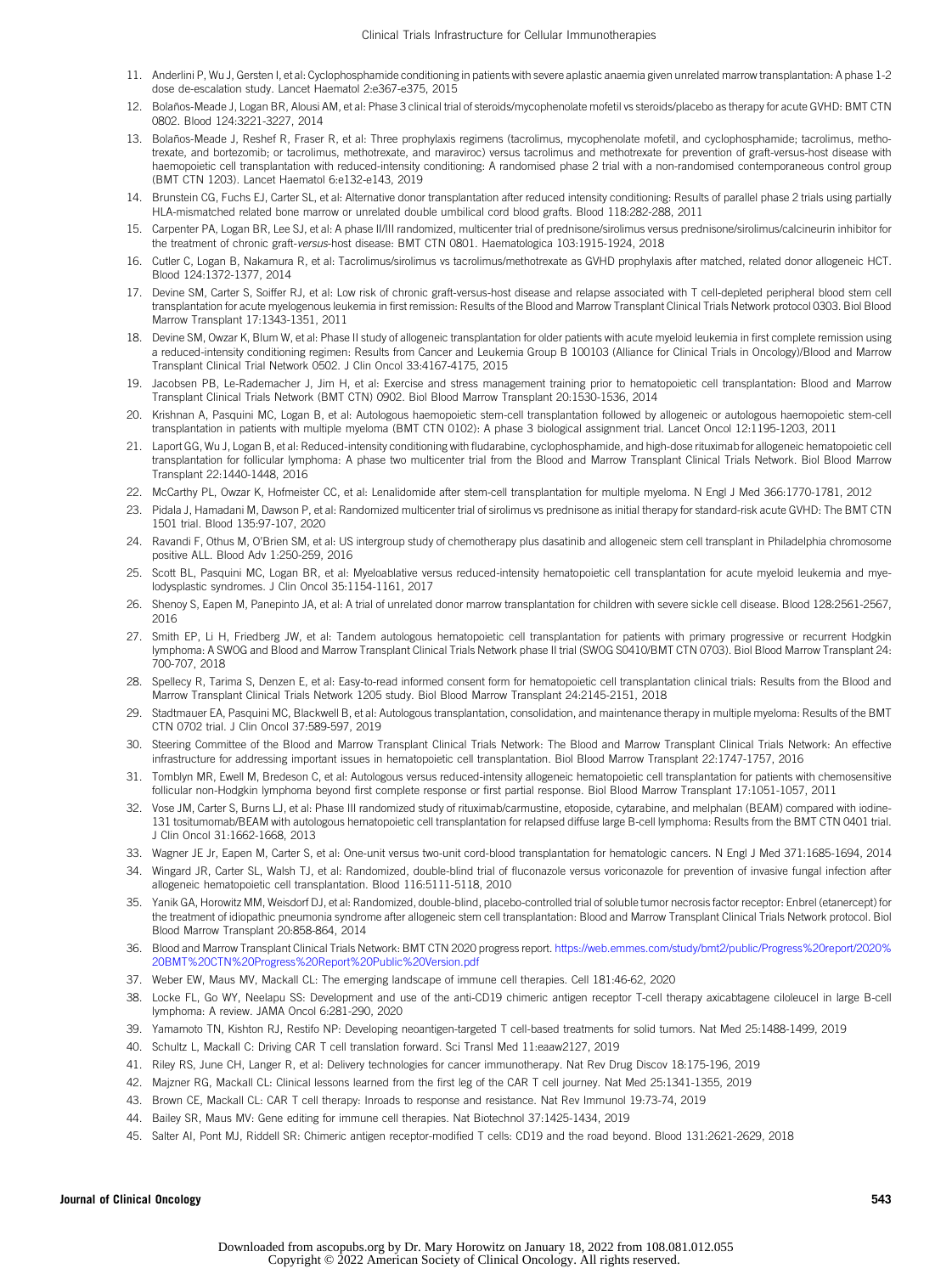11. Anderlini P, Wu J, Gersten I, et al: Cyclophosphamide conditioning in patients with severe aplastic anaemia given unrelated marrow transplantation: A phase 1-2 dose de-escalation study. Lancet Haematol 2:e367-e375, 2015
12. Bolaños-Meade J, Logan BR, Alousi AM, et al: Phase 3 clinical trial of steroids/mycophenolate mofetil vs steroids/placebo as therapy for acute GVHD: BMT CTN 0802. Blood 124:3221-3227, 2014
13. Bolaños-Meade J, Reshef R, Fraser R, et al: Three prophylaxis regimens (tacrolimus, mycophenolate mofetil, and cyclophosphamide; tacrolimus, methotrexate, and bortezomib; or tacrolimus, methotrexate, and maraviroc) versus tacrolimus and methotrexate for prevention of graft-versus-host disease with haemopoietic cell transplantation with reduced-intensity conditioning: A randomised phase 2 trial with a non-randomised contemporaneous control group (BMT CTN 1203). Lancet Haematol 6:e132-e143, 2019
14. Brunstein CG, Fuchs EJ, Carter SL, et al: Alternative donor transplantation after reduced intensity conditioning: Results of parallel phase 2 trials using partially HLA-mismatched related bone marrow or unrelated double umbilical cord blood grafts. Blood 118:282-288, 2011
15. Carpenter PA, Logan BR, Lee SJ, et al: A phase II/III randomized, multicenter trial of prednisone/sirolimus versus prednisone/sirolimus/calcineurin inhibitor for the treatment of chronic graft-*versus*-host disease: BMT CTN 0801. Haematologica 103:1915-1924, 2018
16. Cutler C, Logan B, Nakamura R, et al: Tacrolimus/sirolimus vs tacrolimus/methotrexate as GVHD prophylaxis after matched, related donor allogeneic HCT. Blood 124:1372-1377, 2014
17. Devine SM, Carter S, Soiffer RJ, et al: Low risk of chronic graft-versus-host disease and relapse associated with T cell-depleted peripheral blood stem cell transplantation for acute myelogenous leukemia in first remission: Results of the Blood and Marrow Transplant Clinical Trials Network protocol 0303. Biol Blood Marrow Transplant 17:1343-1351, 2011
18. Devine SM, Owzar K, Blum W, et al: Phase II study of allogeneic transplantation for older patients with acute myeloid leukemia in first complete remission using a reduced-intensity conditioning regimen: Results from Cancer and Leukemia Group B 100103 (Alliance for Clinical Trials in Oncology)/Blood and Marrow Transplant Clinical Trial Network 0502. J Clin Oncol 33:4167-4175, 2015
19. Jacobsen PB, Le-Rademacher J, Jim H, et al: Exercise and stress management training prior to hematopoietic cell transplantation: Blood and Marrow Transplant Clinical Trials Network (BMT CTN) 0902. Biol Blood Marrow Transplant 20:1530-1536, 2014
20. Krishnan A, Pasquini MC, Logan B, et al: Autologous haemopoietic stem-cell transplantation followed by allogeneic or autologous haemopoietic stem-cell transplantation in patients with multiple myeloma (BMT CTN 0102): A phase 3 biological assignment trial. Lancet Oncol 12:1195-1203, 2011
21. Laport GG, Wu J, Logan B, et al: Reduced-intensity conditioning with fludarabine, cyclophosphamide, and high-dose rituximab for allogeneic hematopoietic cell transplantation for follicular lymphoma: A phase two multicenter trial from the Blood and Marrow Transplant Clinical Trials Network. Biol Blood Marrow Transplant 22:1440-1448, 2016
22. McCarthy PL, Owzar K, Hofmeister CC, et al: Lenalidomide after stem-cell transplantation for multiple myeloma. N Engl J Med 366:1770-1781, 2012
23. Pidala J, Hamadani M, Dawson P, et al: Randomized multicenter trial of sirolimus vs prednisone as initial therapy for standard-risk acute GVHD: The BMT CTN 1501 trial. Blood 135:97-107, 2020
24. Ravandi F, Othus M, O'Brien SM, et al: US intergroup study of chemotherapy plus dasatinib and allogeneic stem cell transplant in Philadelphia chromosome positive ALL. Blood Adv 1:250-259, 2016
25. Scott BL, Pasquini MC, Logan BR, et al: Myeloablative versus reduced-intensity hematopoietic cell transplantation for acute myeloid leukemia and myelodysplastic syndromes. J Clin Oncol 35:1154-1161, 2017
26. Shenoy S, Eapen M, Panepinto JA, et al: A trial of unrelated donor marrow transplantation for children with severe sickle cell disease. Blood 128:2561-2567, 2016
27. Smith EP, Li H, Friedberg JW, et al: Tandem autologous hematopoietic cell transplantation for patients with primary progressive or recurrent Hodgkin lymphoma: A SWOG and Blood and Marrow Transplant Clinical Trials Network phase II trial (SWOG S0410/BMT CTN 0703). Biol Blood Marrow Transplant 24: 700-707, 2018
28. Spellecy R, Tarima S, Denzen E, et al: Easy-to-read informed consent form for hematopoietic cell transplantation clinical trials: Results from the Blood and Marrow Transplant Clinical Trials Network 1205 study. Biol Blood Marrow Transplant 24:2145-2151, 2018
29. Stadtmauer EA, Pasquini MC, Blackwell B, et al: Autologous transplantation, consolidation, and maintenance therapy in multiple myeloma: Results of the BMT CTN 0702 trial. J Clin Oncol 37:589-597, 2019
30. Steering Committee of the Blood and Marrow Transplant Clinical Trials Network: The Blood and Marrow Transplant Clinical Trials Network: An effective infrastructure for addressing important issues in hematopoietic cell transplantation. Biol Blood Marrow Transplant 22:1747-1757, 2016
31. Tomblyn MR, Ewell M, Bredeson C, et al: Autologous versus reduced-intensity allogeneic hematopoietic cell transplantation for patients with chemosensitive follicular non-Hodgkin lymphoma beyond first complete response or first partial response. Biol Blood Marrow Transplant 17:1051-1057, 2011
32. Vose JM, Carter S, Burns LJ, et al: Phase III randomized study of rituximab/carmustine, etoposide, cytarabine, and melphalan (BEAM) compared with iodine-131 tositumomab/BEAM with autologous hematopoietic cell transplantation for relapsed diffuse large B-cell lymphoma: Results from the BMT CTN 0401 trial. J Clin Oncol 31:1662-1668, 2013
33. Wagner JE Jr, Eapen M, Carter S, et al: One-unit versus two-unit cord-blood transplantation for hematologic cancers. N Engl J Med 371:1685-1694, 2014
34. Wingard JR, Carter SL, Walsh TJ, et al: Randomized, double-blind trial of fluconazole versus voriconazole for prevention of invasive fungal infection after allogeneic hematopoietic cell transplantation. Blood 116:5111-5118, 2010
35. Yanik GA, Horowitz MM, Weisdorf DJ, et al: Randomized, double-blind, placebo-controlled trial of soluble tumor necrosis factor receptor: Enbrel (etanercept) for the treatment of idiopathic pneumonia syndrome after allogeneic stem cell transplantation: Blood and Marrow Transplant Clinical Trials Network protocol. Biol Blood Marrow Transplant 20:858-864, 2014
36. Blood and Marrow Transplant Clinical Trials Network: BMT CTN 2020 progress report. https://web.emmes.com/study/bmt2/public/Progress%20report/2020%20BMT%20CTN%20Progress%20Report%20Public%20Version.pdf
37. Weber EW, Maus MV, Mackall CL: The emerging landscape of immune cell therapies. Cell 181:46-62, 2020
38. Locke FL, Go WY, Neelapu SS: Development and use of the anti-CD19 chimeric antigen receptor T-cell therapy axicabtagene ciloleucel in large B-cell lymphoma: A review. JAMA Oncol 6:281-290, 2020
39. Yamamoto TN, Kishton RJ, Restifo NP: Developing neoantigen-targeted T cell-based treatments for solid tumors. Nat Med 25:1488-1499, 2019
40. Schultz L, Mackall C: Driving CAR T cell translation forward. Sci Transl Med 11:eaaw2127, 2019
41. Riley RS, June CH, Langer R, et al: Delivery technologies for cancer immunotherapy. Nat Rev Drug Discov 18:175-196, 2019
42. Majzner RG, Mackall CL: Clinical lessons learned from the first leg of the CAR T cell journey. Nat Med 25:1341-1355, 2019
43. Brown CE, Mackall CL: CAR T cell therapy: Inroads to response and resistance. Nat Rev Immunol 19:73-74, 2019
44. Bailey SR, Maus MV: Gene editing for immune cell therapies. Nat Biotechnol 37:1425-1434, 2019
45. Salter AI, Pont MJ, Riddell SR: Chimeric antigen receptor-modified T cells: CD19 and the road beyond. Blood 131:2621-2629, 2018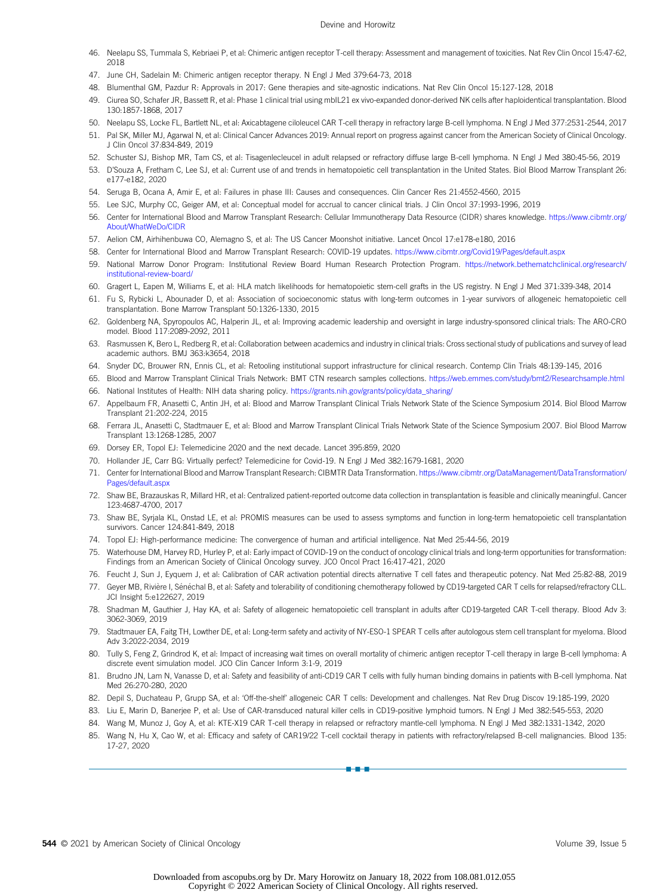46. Neelapu SS, Tummala S, Kebriaei P, et al: Chimeric antigen receptor T-cell therapy: Assessment and management of toxicities. Nat Rev Clin Oncol 15:47-62, 2018
47. June CH, Sadelain M: Chimeric antigen receptor therapy. N Engl J Med 379:64-73, 2018
48. Blumenthal GM, Pazdur R: Approvals in 2017: Gene therapies and site-agnostic indications. Nat Rev Clin Oncol 15:127-128, 2018
49. Ciurea SO, Schafer JR, Bassett R, et al: Phase 1 clinical trial using mbIL21 ex vivo-expanded donor-derived NK cells after haploidentical transplantation. Blood 130:1857-1868, 2017
50. Neelapu SS, Locke FL, Bartlett NL, et al: Axicabtagene ciloleucel CAR T-cell therapy in refractory large B-cell lymphoma. N Engl J Med 377:2531-2544, 2017
51. Pal SK, Miller MJ, Agarwal N, et al: Clinical Cancer Advances 2019: Annual report on progress against cancer from the American Society of Clinical Oncology. J Clin Oncol 37:834-849, 2019
52. Schuster SJ, Bishop MR, Tam CS, et al: Tisagenlecleucel in adult relapsed or refractory diffuse large B-cell lymphoma. N Engl J Med 380:45-56, 2019
53. D'Souza A, Fretham C, Lee SJ, et al: Current use of and trends in hematopoietic cell transplantation in the United States. Biol Blood Marrow Transplant 26: e177-e182, 2020
54. Seruga B, Ocana A, Amir E, et al: Failures in phase III: Causes and consequences. Clin Cancer Res 21:4552-4560, 2015
55. Lee SJC, Murphy CC, Geiger AM, et al: Conceptual model for accrual to cancer clinical trials. J Clin Oncol 37:1993-1996, 2019
56. Center for International Blood and Marrow Transplant Research: Cellular Immunotherapy Data Resource (CIDR) shares knowledge. https://www.cibmtr.org/About/WhatWeDo/CIDR
57. Aelion CM, Airhihenbuwa CO, Alemagno S, et al: The US Cancer Moonshot initiative. Lancet Oncol 17:e178-e180, 2016
58. Center for International Blood and Marrow Transplant Research: COVID-19 updates. https://www.cibmtr.org/Covid19/Pages/default.aspx
59. National Marrow Donor Program: Institutional Review Board Human Research Protection Program. https://network.bethematchclinical.org/research/institutional-review-board/
60. Gragert L, Eapen M, Williams E, et al: HLA match likelihoods for hematopoietic stem-cell grafts in the US registry. N Engl J Med 371:339-348, 2014
61. Fu S, Rybicki L, Abounader D, et al: Association of socioeconomic status with long-term outcomes in 1-year survivors of allogeneic hematopoietic cell transplantation. Bone Marrow Transplant 50:1326-1330, 2015
62. Goldenberg NA, Spyropoulos AC, Halperin JL, et al: Improving academic leadership and oversight in large industry-sponsored clinical trials: The ARO-CRO model. Blood 117:2089-2092, 2011
63. Rasmussen K, Bero L, Redberg R, et al: Collaboration between academics and industry in clinical trials: Cross sectional study of publications and survey of lead academic authors. BMJ 363:k3654, 2018
64. Snyder DC, Brouwer RN, Ennis CL, et al: Retooling institutional support infrastructure for clinical research. Contemp Clin Trials 48:139-145, 2016
65. Blood and Marrow Transplant Clinical Trials Network: BMT CTN research samples collections. https://web.emmes.com/study/bmt2/Researchsample.html
66. National Institutes of Health: NIH data sharing policy. https://grants.nih.gov/grants/policy/data_sharing/
67. Appelbaum FR, Anasetti C, Antin JH, et al: Blood and Marrow Transplant Clinical Trials Network State of the Science Symposium 2014. Biol Blood Marrow Transplant 21:202-224, 2015
68. Ferrara JL, Anasetti C, Stadtmauer E, et al: Blood and Marrow Transplant Clinical Trials Network State of the Science Symposium 2007. Biol Blood Marrow Transplant 13:1268-1285, 2007
69. Dorsey ER, Topol EJ: Telemedicine 2020 and the next decade. Lancet 395:859, 2020
70. Hollander JE, Carr BG: Virtually perfect? Telemedicine for Covid-19. N Engl J Med 382:1679-1681, 2020
71. Center for International Blood and Marrow Transplant Research: CIBMTR Data Transformation. https://www.cibmtr.org/DataManagement/DataTransformation/Pages/default.aspx
72. Shaw BE, Brazauskas R, Millard HR, et al: Centralized patient-reported outcome data collection in transplantation is feasible and clinically meaningful. Cancer 123:4687-4700, 2017
73. Shaw BE, Syrjala KL, Onstad LE, et al: PROMIS measures can be used to assess symptoms and function in long-term hematopoietic cell transplantation survivors. Cancer 124:841-849, 2018
74. Topol EJ: High-performance medicine: The convergence of human and artificial intelligence. Nat Med 25:44-56, 2019
75. Waterhouse DM, Harvey RD, Hurley P, et al: Early impact of COVID-19 on the conduct of oncology clinical trials and long-term opportunities for transformation: Findings from an American Society of Clinical Oncology survey. JCO Oncol Pract 16:417-421, 2020
76. Feucht J, Sun J, Eyquem J, et al: Calibration of CAR activation potential directs alternative T cell fates and therapeutic potency. Nat Med 25:82-88, 2019
77. Geyer MB, Rivière I, Sénéchal B, et al: Safety and tolerability of conditioning chemotherapy followed by CD19-targeted CAR T cells for relapsed/refractory CLL. JCI Insight 5:e122627, 2019
78. Shadman M, Gauthier J, Hay KA, et al: Safety of allogeneic hematopoietic cell transplant in adults after CD19-targeted CAR T-cell therapy. Blood Adv 3: 3062-3069, 2019
79. Stadtmauer EA, Faitg TH, Lowther DE, et al: Long-term safety and activity of NY-ESO-1 SPEAR T cells after autologous stem cell transplant for myeloma. Blood Adv 3:2022-2034, 2019
80. Tully S, Feng Z, Grindrod K, et al: Impact of increasing wait times on overall mortality of chimeric antigen receptor T-cell therapy in large B-cell lymphoma: A discrete event simulation model. JCO Clin Cancer Inform 3:1-9, 2019
81. Brudno JN, Lam N, Vanasse D, et al: Safety and feasibility of anti-CD19 CAR T cells with fully human binding domains in patients with B-cell lymphoma. Nat Med 26:270-280, 2020
82. Depil S, Duchateau P, Grupp SA, et al: 'Off-the-shelf' allogeneic CAR T cells: Development and challenges. Nat Rev Drug Discov 19:185-199, 2020
83. Liu E, Marin D, Banerjee P, et al: Use of CAR-transduced natural killer cells in CD19-positive lymphoid tumors. N Engl J Med 382:545-553, 2020
84. Wang M, Munoz J, Goy A, et al: KTE-X19 CAR T-cell therapy in relapsed or refractory mantle-cell lymphoma. N Engl J Med 382:1331-1342, 2020
85. Wang N, Hu X, Cao W, et al: Efficacy and safety of CAR19/22 T-cell cocktail therapy in patients with refractory/relapsed B-cell malignancies. Blood 135: 17-27, 2020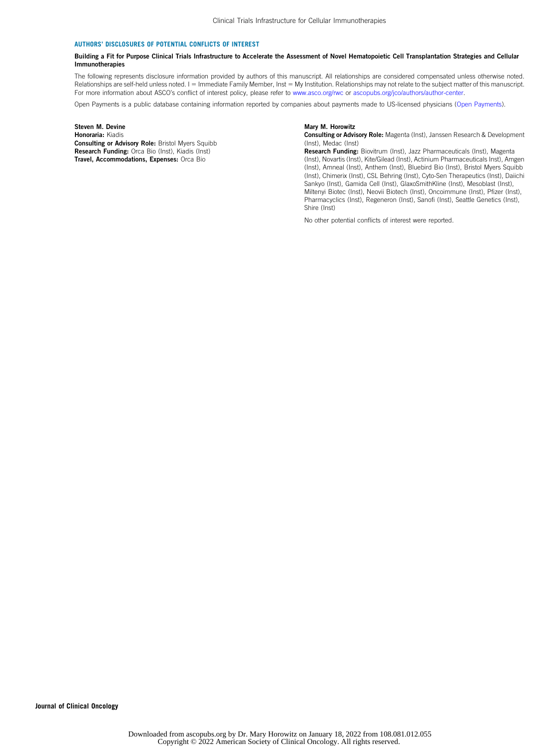## AUTHORS' DISCLOSURES OF POTENTIAL CONFLICTS OF INTEREST

**Building a Fit for Purpose Clinical Trials Infrastructure to Accelerate the Assessment of Novel Hematopoietic Cell Transplantation Strategies and Cellular Immunotherapies**

The following represents disclosure information provided by authors of this manuscript. All relationships are considered compensated unless otherwise noted. Relationships are self-held unless noted. I = Immediate Family Member, Inst = My Institution. Relationships may not relate to the subject matter of this manuscript. For more information about ASCO's conflict of interest policy, please refer to www.asco.org/rwc or ascopubs.org/jco/authors/author-center.

Open Payments is a public database containing information reported by companies about payments made to US-licensed physicians (Open Payments).

**Steven M. Devine**
**Honoraria:** Kiadis
**Consulting or Advisory Role:** Bristol Myers Squibb
**Research Funding:** Orca Bio (Inst), Kiadis (Inst)
**Travel, Accommodations, Expenses:** Orca Bio

**Mary M. Horowitz**
**Consulting or Advisory Role:** Magenta (Inst), Janssen Research & Development (Inst), Medac (Inst)
**Research Funding:** Biovitrum (Inst), Jazz Pharmaceuticals (Inst), Magenta (Inst), Novartis (Inst), Kite/Gilead (Inst), Actinium Pharmaceuticals Inst), Amgen (Inst), Amneal (Inst), Anthem (Inst), Bluebird Bio (Inst), Bristol Myers Squibb (Inst), Chimerix (Inst), CSL Behring (Inst), Cyto-Sen Therapeutics (Inst), Daiichi Sankyo (Inst), Gamida Cell (Inst), GlaxoSmithKline (Inst), Mesoblast (Inst), Miltenyi Biotec (Inst), Neovii Biotech (Inst), Oncoimmune (Inst), Pfizer (Inst), Pharmacyclics (Inst), Regeneron (Inst), Sanofi (Inst), Seattle Genetics (Inst), Shire (Inst)

No other potential conflicts of interest were reported.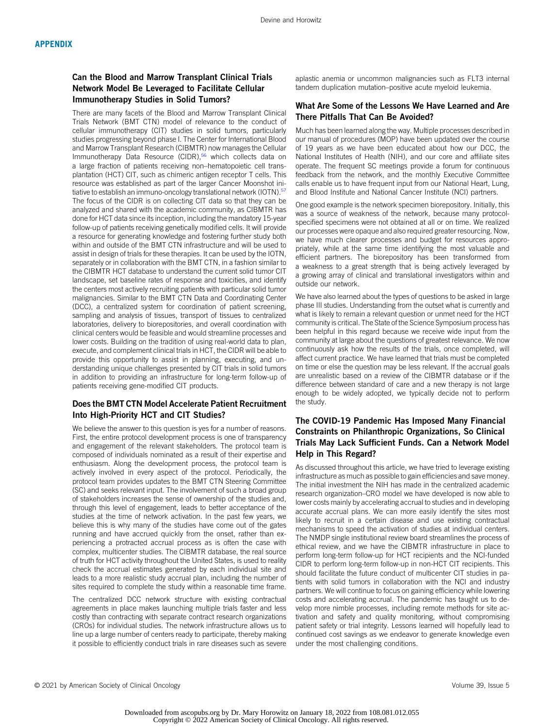## APPENDIX

### Can the Blood and Marrow Transplant Clinical Trials Network Model Be Leveraged to Facilitate Cellular Immunotherapy Studies in Solid Tumors?

There are many facets of the Blood and Marrow Transplant Clinical Trials Network (BMT CTN) model of relevance to the conduct of cellular immunotherapy (CIT) studies in solid tumors, particularly studies progressing beyond phase I. The Center for International Blood and Marrow Transplant Research (CIBMTR) now manages the Cellular Immunotherapy Data Resource (CIDR),[56] which collects data on a large fraction of patients receiving non–hematopoietic cell transplantation (HCT) CIT, such as chimeric antigen receptor T cells. This resource was established as part of the larger Cancer Moonshot initiative to establish an immuno-oncology translational network (IOTN).[57] The focus of the CIDR is on collecting CIT data so that they can be analyzed and shared with the academic community, as CIBMTR has done for HCT data since its inception, including the mandatory 15-year follow-up of patients receiving genetically modified cells. It will provide a resource for generating knowledge and fostering further study both within and outside of the BMT CTN infrastructure and will be used to assist in design of trials for these therapies. It can be used by the IOTN, separately or in collaboration with the BMT CTN, in a fashion similar to the CIBMTR HCT database to understand the current solid tumor CIT landscape, set baseline rates of response and toxicities, and identify the centers most actively recruiting patients with particular solid tumor malignancies. Similar to the BMT CTN Data and Coordinating Center (DCC), a centralized system for coordination of patient screening, sampling and analysis of tissues, transport of tissues to centralized laboratories, delivery to biorepositories, and overall coordination with clinical centers would be feasible and would streamline processes and lower costs. Building on the tradition of using real-world data to plan, execute, and complement clinical trials in HCT, the CIDR will be able to provide this opportunity to assist in planning, executing, and understanding unique challenges presented by CIT trials in solid tumors in addition to providing an infrastructure for long-term follow-up of patients receiving gene-modified CIT products.

### Does the BMT CTN Model Accelerate Patient Recruitment Into High-Priority HCT and CIT Studies?

We believe the answer to this question is yes for a number of reasons. First, the entire protocol development process is one of transparency and engagement of the relevant stakeholders. The protocol team is composed of individuals nominated as a result of their expertise and enthusiasm. Along the development process, the protocol team is actively involved in every aspect of the protocol. Periodically, the protocol team provides updates to the BMT CTN Steering Committee (SC) and seeks relevant input. The involvement of such a broad group of stakeholders increases the sense of ownership of the studies and, through this level of engagement, leads to better acceptance of the studies at the time of network activation. In the past few years, we believe this is why many of the studies have come out of the gates running and have accrued quickly from the onset, rather than experiencing a protracted accrual process as is often the case with complex, multicenter studies. The CIBMTR database, the real source of truth for HCT activity throughout the United States, is used to reality check the accrual estimates generated by each individual site and leads to a more realistic study accrual plan, including the number of sites required to complete the study within a reasonable time frame.

The centralized DCC network structure with existing contractual agreements in place makes launching multiple trials faster and less costly than contracting with separate contract research organizations (CROs) for individual studies. The network infrastructure allows us to line up a large number of centers ready to participate, thereby making it possible to efficiently conduct trials in rare diseases such as severe aplastic anemia or uncommon malignancies such as FLT3 internal tandem duplication mutation–positive acute myeloid leukemia.

### What Are Some of the Lessons We Have Learned and Are There Pitfalls That Can Be Avoided?

Much has been learned along the way. Multiple processes described in our manual of procedures (MOP) have been updated over the course of 19 years as we have been educated about how our DCC, the National Institutes of Health (NIH), and our core and affiliate sites operate. The frequent SC meetings provide a forum for continuous feedback from the network, and the monthly Executive Committee calls enable us to have frequent input from our National Heart, Lung, and Blood Institute and National Cancer Institute (NCI) partners.

One good example is the network specimen biorepository. Initially, this was a source of weakness of the network, because many protocol-specified specimens were not obtained at all or on time. We realized our processes were opaque and also required greater resourcing. Now, we have much clearer processes and budget for resources appropriately, while at the same time identifying the most valuable and efficient partners. The biorepository has been transformed from a weakness to a great strength that is being actively leveraged by a growing array of clinical and translational investigators within and outside our network.

We have also learned about the types of questions to be asked in large phase III studies. Understanding from the outset what is currently and what is likely to remain a relevant question or unmet need for the HCT community is critical. The State of the Science Symposium process has been helpful in this regard because we receive wide input from the community at large about the questions of greatest relevance. We now continuously ask how the results of the trials, once completed, will affect current practice. We have learned that trials must be completed on time or else the question may be less relevant. If the accrual goals are unrealistic based on a review of the CIBMTR database or if the difference between standard of care and a new therapy is not large enough to be widely adopted, we typically decide not to perform the study.

### The COVID-19 Pandemic Has Imposed Many Financial Constraints on Philanthropic Organizations, So Clinical Trials May Lack Sufficient Funds. Can a Network Model Help in This Regard?

As discussed throughout this article, we have tried to leverage existing infrastructure as much as possible to gain efficiencies and save money. The initial investment the NIH has made in the centralized academic research organization–CRO model we have developed is now able to lower costs mainly by accelerating accrual to studies and in developing accurate accrual plans. We can more easily identify the sites most likely to recruit in a certain disease and use existing contractual mechanisms to speed the activation of studies at individual centers. The NMDP single institutional review board streamlines the process of ethical review, and we have the CIBMTR infrastructure in place to perform long-term follow-up for HCT recipients and the NCI-funded CIDR to perform long-term follow-up in non-HCT CIT recipients. This should facilitate the future conduct of multicenter CIT studies in patients with solid tumors in collaboration with the NCI and industry partners. We will continue to focus on gaining efficiency while lowering costs and accelerating accrual. The pandemic has taught us to develop more nimble processes, including remote methods for site activation and safety and quality monitoring, without compromising patient safety or trial integrity. Lessons learned will hopefully lead to continued cost savings as we endeavor to generate knowledge even under the most challenging conditions.